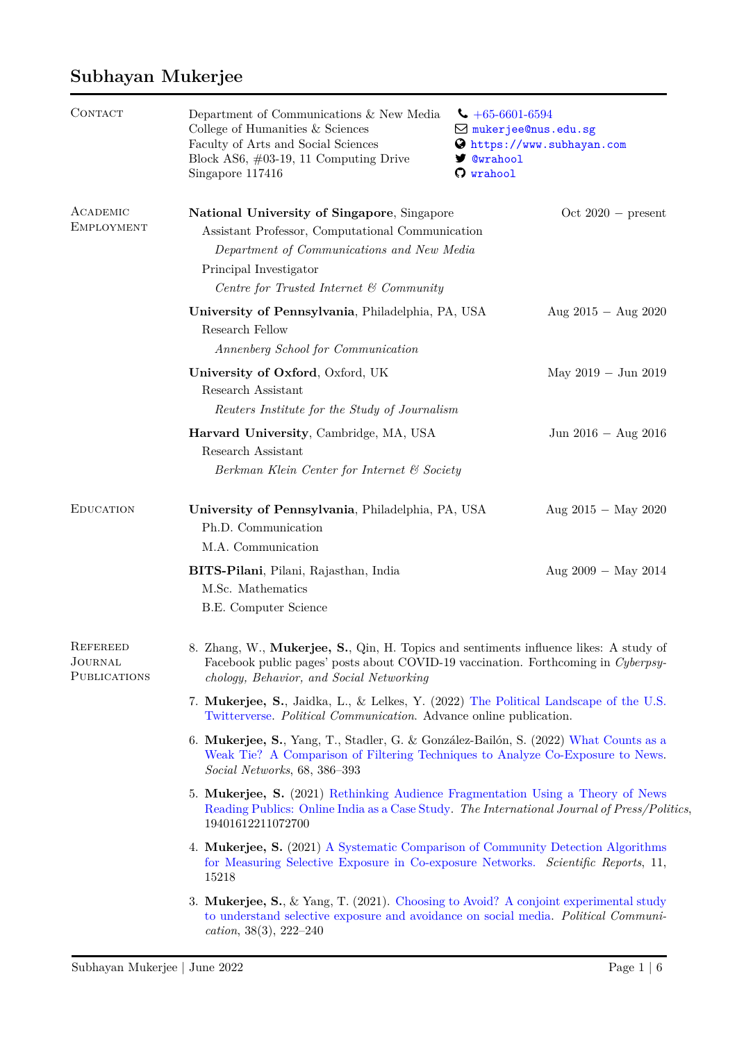# Subhayan Mukerjee

## Contact

Department of Communications & New Media
College of Humanities & Sciences
Faculty of Arts and Social Sciences
Block AS6, #03-19, 11 Computing Drive
Singapore 117416

+65-6601-6594
mukerjee@nus.edu.sg
https://www.subhayan.com
@wrahool
wrahool

## Academic Employment

**National University of Singapore**, Singapore — Oct 2020 – present
Assistant Professor, Computational Communication
*Department of Communications and New Media*
Principal Investigator
*Centre for Trusted Internet & Community*

**University of Pennsylvania**, Philadelphia, PA, USA — Aug 2015 – Aug 2020
Research Fellow
*Annenberg School for Communication*

**University of Oxford**, Oxford, UK — May 2019 – Jun 2019
Research Assistant
*Reuters Institute for the Study of Journalism*

**Harvard University**, Cambridge, MA, USA — Jun 2016 – Aug 2016
Research Assistant
*Berkman Klein Center for Internet & Society*

## Education

**University of Pennsylvania**, Philadelphia, PA, USA — Aug 2015 – May 2020
Ph.D. Communication
M.A. Communication

**BITS-Pilani**, Pilani, Rajasthan, India — Aug 2009 – May 2014
M.Sc. Mathematics
B.E. Computer Science

## Refereed Journal Publications

8. Zhang, W., **Mukerjee, S.**, Qin, H. Topics and sentiments influence likes: A study of Facebook public pages' posts about COVID-19 vaccination. Forthcoming in *Cyberpsychology, Behavior, and Social Networking*

7. **Mukerjee, S.**, Jaidka, L., & Lelkes, Y. (2022) The Political Landscape of the U.S. Twitterverse. *Political Communication*. Advance online publication.

6. **Mukerjee, S.**, Yang, T., Stadler, G. & González-Bailón, S. (2022) What Counts as a Weak Tie? A Comparison of Filtering Techniques to Analyze Co-Exposure to News. *Social Networks*, 68, 386–393

5. **Mukerjee, S.** (2021) Rethinking Audience Fragmentation Using a Theory of News Reading Publics: Online India as a Case Study. *The International Journal of Press/Politics*, 19401612211072700

4. **Mukerjee, S.** (2021) A Systematic Comparison of Community Detection Algorithms for Measuring Selective Exposure in Co-exposure Networks. *Scientific Reports*, 11, 15218

3. **Mukerjee, S.**, & Yang, T. (2021). Choosing to Avoid? A conjoint experimental study to understand selective exposure and avoidance on social media. *Political Communication*, 38(3), 222–240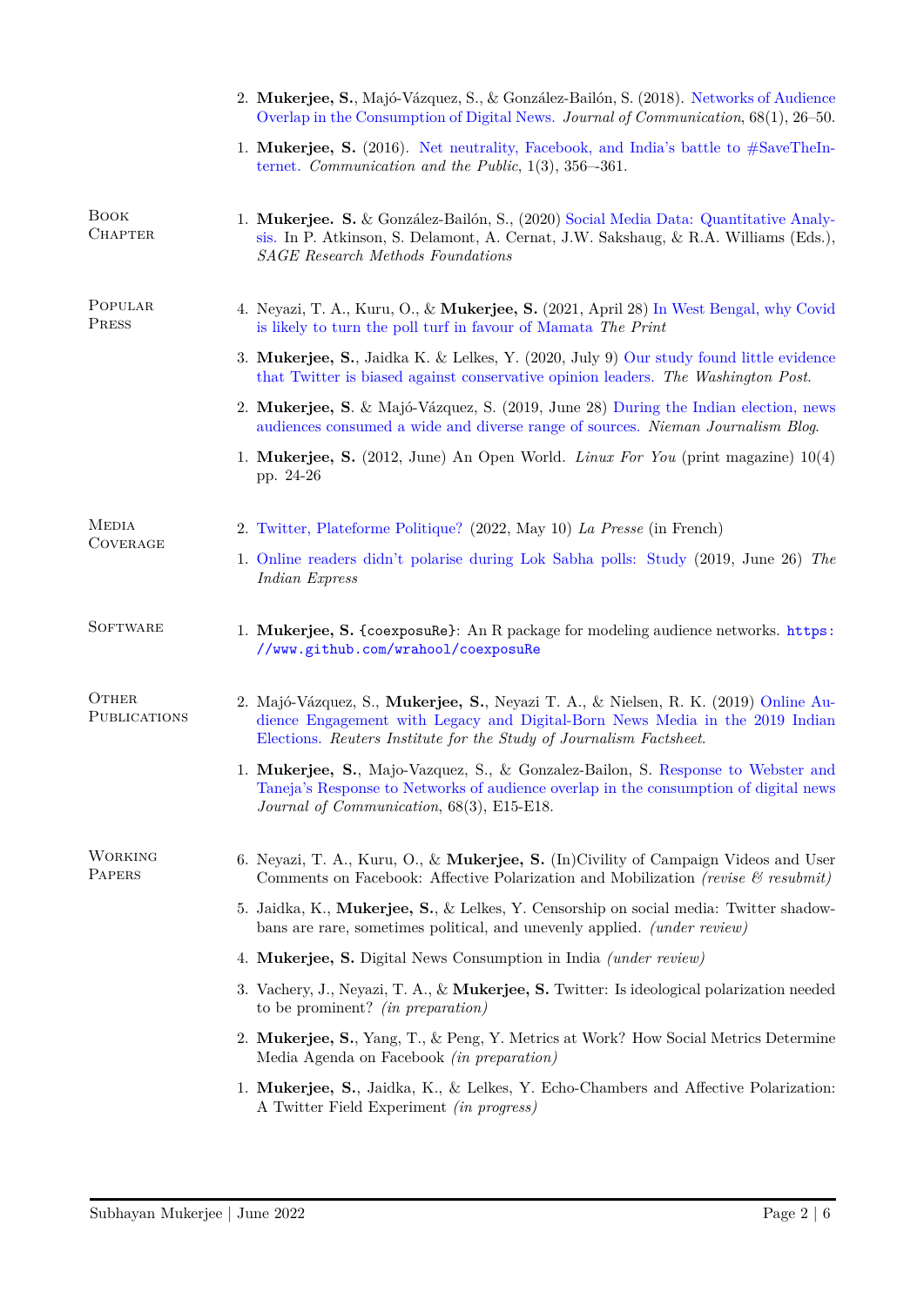2. **Mukerjee, S.**, Majó-Vázquez, S., & González-Bailón, S. (2018). Networks of Audience Overlap in the Consumption of Digital News. *Journal of Communication*, 68(1), 26–50.

1. **Mukerjee, S.** (2016). Net neutrality, Facebook, and India's battle to #SaveTheInternet. *Communication and the Public*, 1(3), 356–-361.

## Book Chapter

1. **Mukerjee. S.** & González-Bailón, S., (2020) Social Media Data: Quantitative Analysis. In P. Atkinson, S. Delamont, A. Cernat, J.W. Sakshaug, & R.A. Williams (Eds.), *SAGE Research Methods Foundations*

## Popular Press

4. Neyazi, T. A., Kuru, O., & **Mukerjee, S.** (2021, April 28) In West Bengal, why Covid is likely to turn the poll turf in favour of Mamata *The Print*

3. **Mukerjee, S.**, Jaidka K. & Lelkes, Y. (2020, July 9) Our study found little evidence that Twitter is biased against conservative opinion leaders. *The Washington Post*.

2. **Mukerjee, S** & Majó-Vázquez, S. (2019, June 28) During the Indian election, news audiences consumed a wide and diverse range of sources. *Nieman Journalism Blog*.

1. **Mukerjee, S.** (2012, June) An Open World. *Linux For You* (print magazine) 10(4) pp. 24-26

## Media Coverage

2. Twitter, Plateforme Politique? (2022, May 10) *La Presse* (in French)

1. Online readers didn't polarise during Lok Sabha polls: Study (2019, June 26) *The Indian Express*

## Software

1. **Mukerjee, S.** `{coexposuRe}`: An R package for modeling audience networks. `https://www.github.com/wrahool/coexposuRe`

## Other Publications

2. Majó-Vázquez, S., **Mukerjee, S.**, Neyazi T. A., & Nielsen, R. K. (2019) Online Audience Engagement with Legacy and Digital-Born News Media in the 2019 Indian Elections. *Reuters Institute for the Study of Journalism Factsheet*.

1. **Mukerjee, S.**, Majo-Vazquez, S., & Gonzalez-Bailon, S. Response to Webster and Taneja's Response to Networks of audience overlap in the consumption of digital news *Journal of Communication*, 68(3), E15-E18.

## Working Papers

6. Neyazi, T. A., Kuru, O., & **Mukerjee, S.** (In)Civility of Campaign Videos and User Comments on Facebook: Affective Polarization and Mobilization *(revise & resubmit)*

5. Jaidka, K., **Mukerjee, S.**, & Lelkes, Y. Censorship on social media: Twitter shadowbans are rare, sometimes political, and unevenly applied. *(under review)*

4. **Mukerjee, S.** Digital News Consumption in India *(under review)*

3. Vachery, J., Neyazi, T. A., & **Mukerjee, S.** Twitter: Is ideological polarization needed to be prominent? *(in preparation)*

2. **Mukerjee, S.**, Yang, T., & Peng, Y. Metrics at Work? How Social Metrics Determine Media Agenda on Facebook *(in preparation)*

1. **Mukerjee, S.**, Jaidka, K., & Lelkes, Y. Echo-Chambers and Affective Polarization: A Twitter Field Experiment *(in progress)*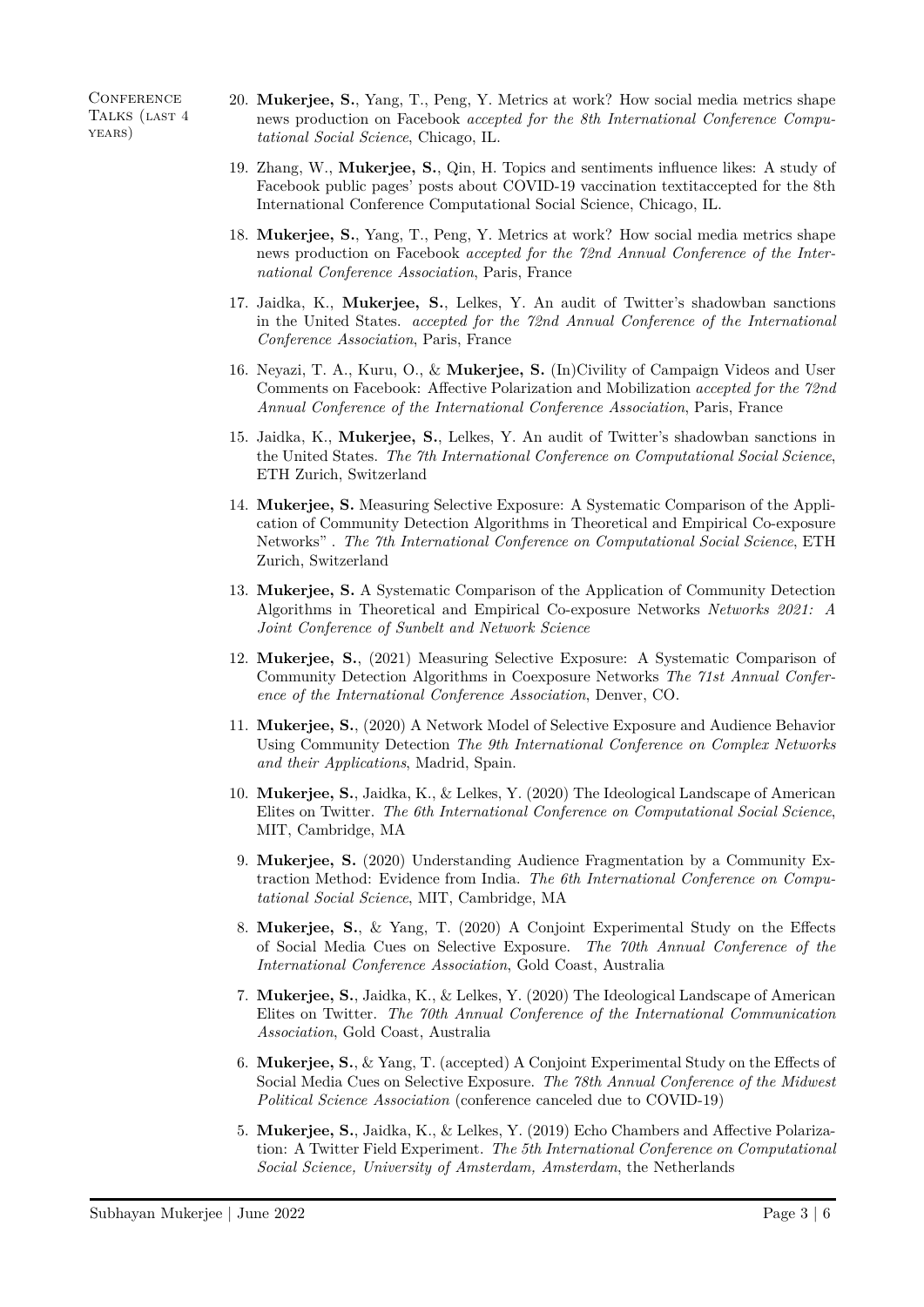## Conference Talks (last 4 years)

20. **Mukerjee, S.**, Yang, T., Peng, Y. Metrics at work? How social media metrics shape news production on Facebook *accepted for the 8th International Conference Computational Social Science*, Chicago, IL.

19. Zhang, W., **Mukerjee, S.**, Qin, H. Topics and sentiments influence likes: A study of Facebook public pages' posts about COVID-19 vaccination textitaccepted for the 8th International Conference Computational Social Science, Chicago, IL.

18. **Mukerjee, S.**, Yang, T., Peng, Y. Metrics at work? How social media metrics shape news production on Facebook *accepted for the 72nd Annual Conference of the International Conference Association*, Paris, France

17. Jaidka, K., **Mukerjee, S.**, Lelkes, Y. An audit of Twitter's shadowban sanctions in the United States. *accepted for the 72nd Annual Conference of the International Conference Association*, Paris, France

16. Neyazi, T. A., Kuru, O., & **Mukerjee, S.** (In)Civility of Campaign Videos and User Comments on Facebook: Affective Polarization and Mobilization *accepted for the 72nd Annual Conference of the International Conference Association*, Paris, France

15. Jaidka, K., **Mukerjee, S.**, Lelkes, Y. An audit of Twitter's shadowban sanctions in the United States. *The 7th International Conference on Computational Social Science*, ETH Zurich, Switzerland

14. **Mukerjee, S.** Measuring Selective Exposure: A Systematic Comparison of the Application of Community Detection Algorithms in Theoretical and Empirical Co-exposure Networks" . *The 7th International Conference on Computational Social Science*, ETH Zurich, Switzerland

13. **Mukerjee, S.** A Systematic Comparison of the Application of Community Detection Algorithms in Theoretical and Empirical Co-exposure Networks *Networks 2021: A Joint Conference of Sunbelt and Network Science*

12. **Mukerjee, S.**, (2021) Measuring Selective Exposure: A Systematic Comparison of Community Detection Algorithms in Coexposure Networks *The 71st Annual Conference of the International Conference Association*, Denver, CO.

11. **Mukerjee, S.**, (2020) A Network Model of Selective Exposure and Audience Behavior Using Community Detection *The 9th International Conference on Complex Networks and their Applications*, Madrid, Spain.

10. **Mukerjee, S.**, Jaidka, K., & Lelkes, Y. (2020) The Ideological Landscape of American Elites on Twitter. *The 6th International Conference on Computational Social Science*, MIT, Cambridge, MA

9. **Mukerjee, S.** (2020) Understanding Audience Fragmentation by a Community Extraction Method: Evidence from India. *The 6th International Conference on Computational Social Science*, MIT, Cambridge, MA

8. **Mukerjee, S.**, & Yang, T. (2020) A Conjoint Experimental Study on the Effects of Social Media Cues on Selective Exposure. *The 70th Annual Conference of the International Conference Association*, Gold Coast, Australia

7. **Mukerjee, S.**, Jaidka, K., & Lelkes, Y. (2020) The Ideological Landscape of American Elites on Twitter. *The 70th Annual Conference of the International Communication Association*, Gold Coast, Australia

6. **Mukerjee, S.**, & Yang, T. (accepted) A Conjoint Experimental Study on the Effects of Social Media Cues on Selective Exposure. *The 78th Annual Conference of the Midwest Political Science Association* (conference canceled due to COVID-19)

5. **Mukerjee, S.**, Jaidka, K., & Lelkes, Y. (2019) Echo Chambers and Affective Polarization: A Twitter Field Experiment. *The 5th International Conference on Computational Social Science, University of Amsterdam, Amsterdam*, the Netherlands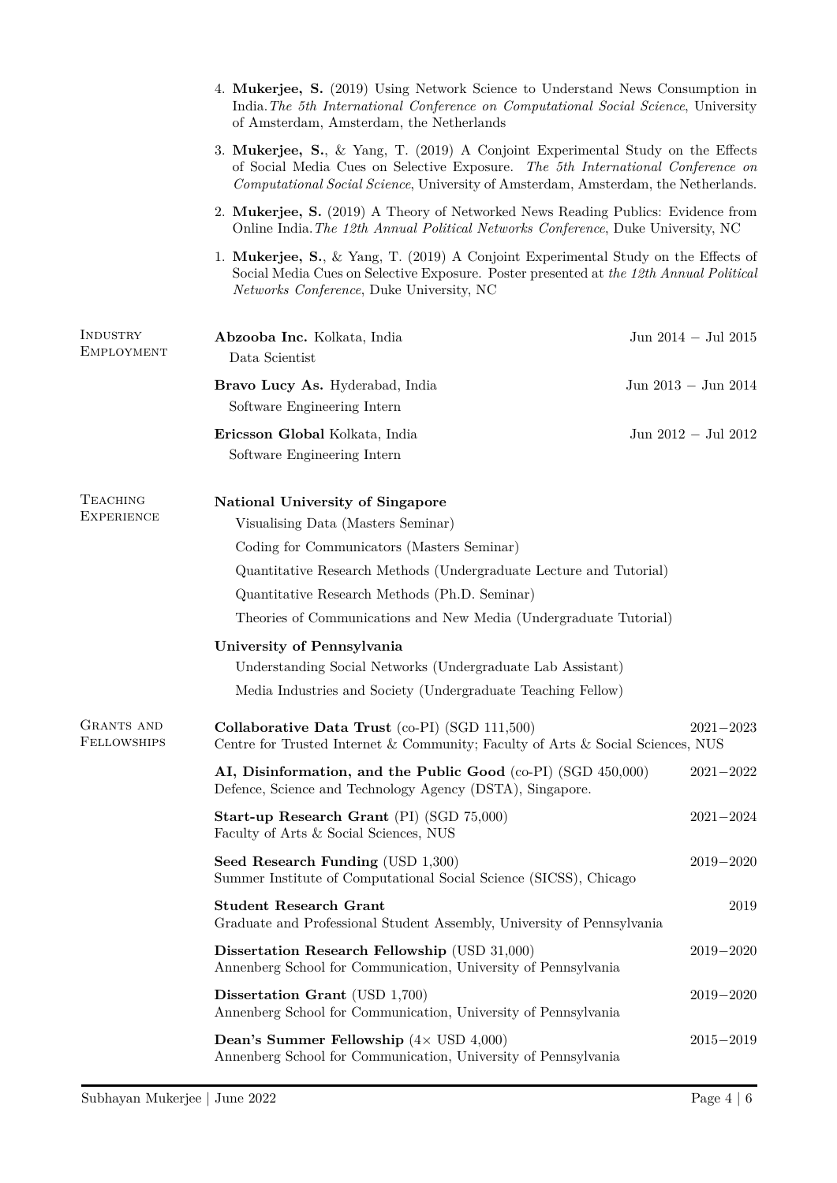4. **Mukerjee, S.** (2019) Using Network Science to Understand News Consumption in India. *The 5th International Conference on Computational Social Science*, University of Amsterdam, Amsterdam, the Netherlands

3. **Mukerjee, S.**, & Yang, T. (2019) A Conjoint Experimental Study on the Effects of Social Media Cues on Selective Exposure. *The 5th International Conference on Computational Social Science*, University of Amsterdam, Amsterdam, the Netherlands.

2. **Mukerjee, S.** (2019) A Theory of Networked News Reading Publics: Evidence from Online India. *The 12th Annual Political Networks Conference*, Duke University, NC

1. **Mukerjee, S.**, & Yang, T. (2019) A Conjoint Experimental Study on the Effects of Social Media Cues on Selective Exposure. Poster presented at *the 12th Annual Political Networks Conference*, Duke University, NC

## Industry Employment

**Abzooba Inc.** Kolkata, India — Jun 2014 – Jul 2015
Data Scientist

**Bravo Lucy As.** Hyderabad, India — Jun 2013 – Jun 2014
Software Engineering Intern

**Ericsson Global** Kolkata, India — Jun 2012 – Jul 2012
Software Engineering Intern

## Teaching Experience

**National University of Singapore**

- Visualising Data (Masters Seminar)
- Coding for Communicators (Masters Seminar)
- Quantitative Research Methods (Undergraduate Lecture and Tutorial)
- Quantitative Research Methods (Ph.D. Seminar)
- Theories of Communications and New Media (Undergraduate Tutorial)

**University of Pennsylvania**

- Understanding Social Networks (Undergraduate Lab Assistant)
- Media Industries and Society (Undergraduate Teaching Fellow)

## Grants and Fellowships

**Collaborative Data Trust** (co-PI) (SGD 111,500) — 2021–2023
Centre for Trusted Internet & Community; Faculty of Arts & Social Sciences, NUS

**AI, Disinformation, and the Public Good** (co-PI) (SGD 450,000) — 2021–2022
Defence, Science and Technology Agency (DSTA), Singapore.

**Start-up Research Grant** (PI) (SGD 75,000) — 2021–2024
Faculty of Arts & Social Sciences, NUS

**Seed Research Funding** (USD 1,300) — 2019–2020
Summer Institute of Computational Social Science (SICSS), Chicago

**Student Research Grant** — 2019
Graduate and Professional Student Assembly, University of Pennsylvania

**Dissertation Research Fellowship** (USD 31,000) — 2019–2020
Annenberg School for Communication, University of Pennsylvania

**Dissertation Grant** (USD 1,700) — 2019–2020
Annenberg School for Communication, University of Pennsylvania

**Dean's Summer Fellowship** ($4\times$ USD 4,000) — 2015–2019
Annenberg School for Communication, University of Pennsylvania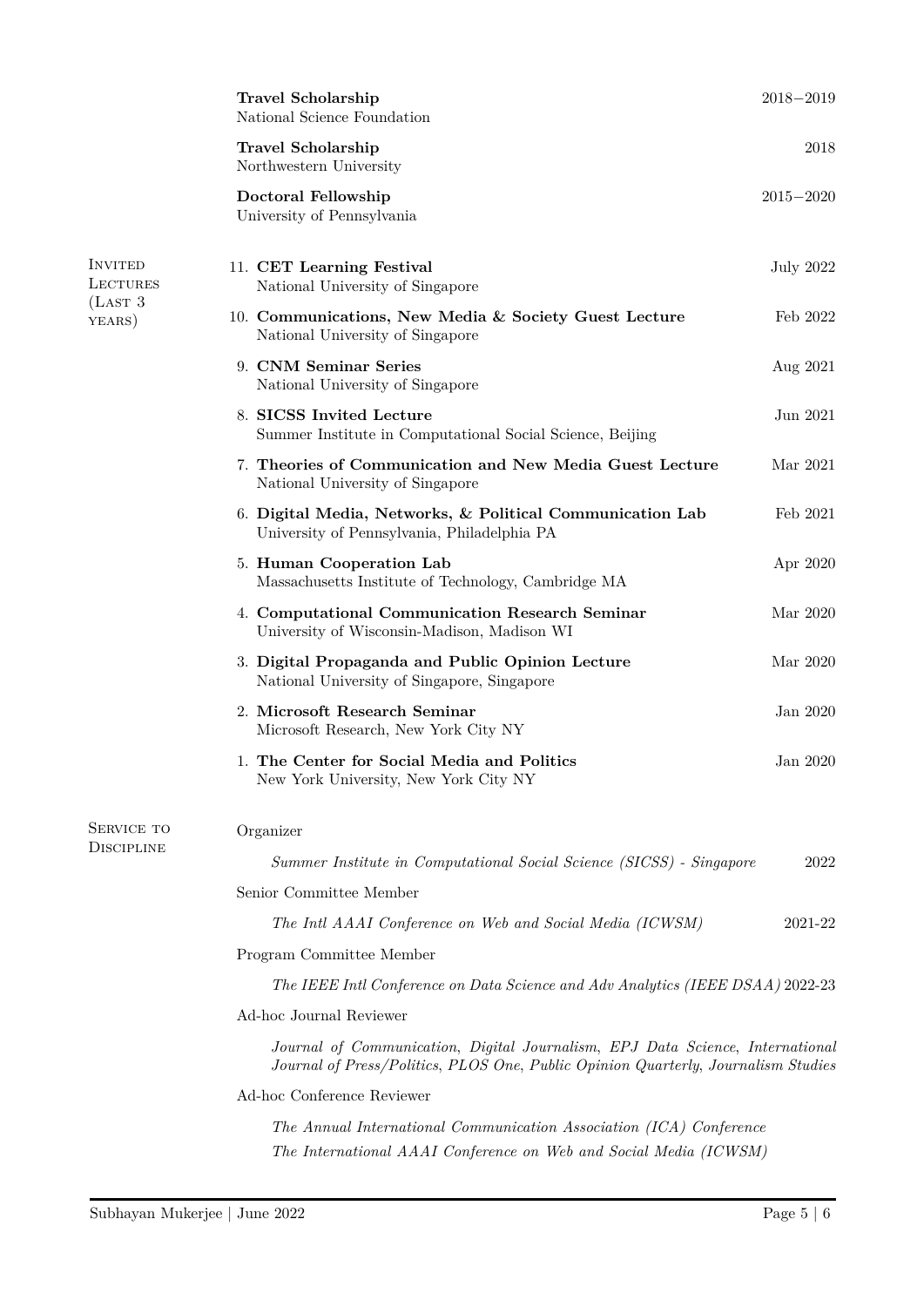**Travel Scholarship** 2018−2019
National Science Foundation

**Travel Scholarship** 2018
Northwestern University

**Doctoral Fellowship** 2015−2020
University of Pennsylvania

## Invited Lectures (Last 3 years)

11. **CET Learning Festival** July 2022
 National University of Singapore
10. **Communications, New Media & Society Guest Lecture** Feb 2022
 National University of Singapore
9. **CNM Seminar Series** Aug 2021
 National University of Singapore
8. **SICSS Invited Lecture** Jun 2021
 Summer Institute in Computational Social Science, Beijing
7. **Theories of Communication and New Media Guest Lecture** Mar 2021
 National University of Singapore
6. **Digital Media, Networks, & Political Communication Lab** Feb 2021
 University of Pennsylvania, Philadelphia PA
5. **Human Cooperation Lab** Apr 2020
 Massachusetts Institute of Technology, Cambridge MA
4. **Computational Communication Research Seminar** Mar 2020
 University of Wisconsin-Madison, Madison WI
3. **Digital Propaganda and Public Opinion Lecture** Mar 2020
 National University of Singapore, Singapore
2. **Microsoft Research Seminar** Jan 2020
 Microsoft Research, New York City NY
1. **The Center for Social Media and Politics** Jan 2020
 New York University, New York City NY

## Service to Discipline

Organizer

*Summer Institute in Computational Social Science (SICSS) - Singapore* 2022

Senior Committee Member

*The Intl AAAI Conference on Web and Social Media (ICWSM)* 2021-22

Program Committee Member

*The IEEE Intl Conference on Data Science and Adv Analytics (IEEE DSAA)* 2022-23

Ad-hoc Journal Reviewer

*Journal of Communication, Digital Journalism, EPJ Data Science, International Journal of Press/Politics, PLOS One, Public Opinion Quarterly, Journalism Studies*

Ad-hoc Conference Reviewer

*The Annual International Communication Association (ICA) Conference*
*The International AAAI Conference on Web and Social Media (ICWSM)*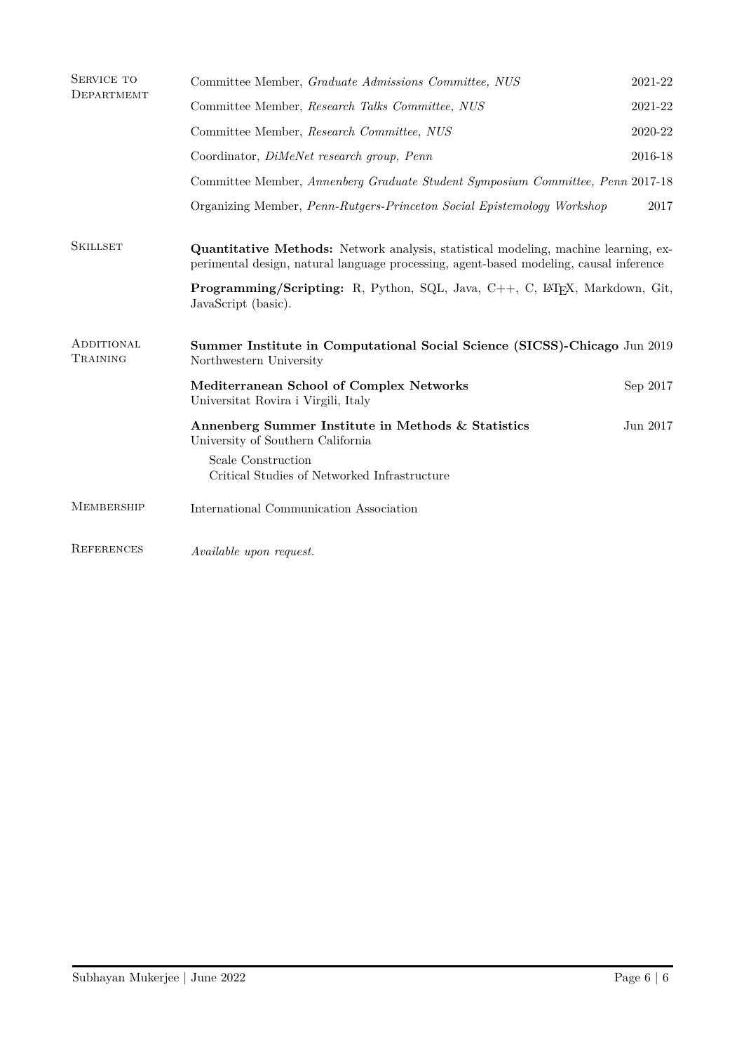## Service to Departmemt

- Committee Member, *Graduate Admissions Committee, NUS* 2021-22
- Committee Member, *Research Talks Committee, NUS* 2021-22
- Committee Member, *Research Committee, NUS* 2020-22
- Coordinator, *DiMeNet research group, Penn* 2016-18
- Committee Member, *Annenberg Graduate Student Symposium Committee, Penn* 2017-18
- Organizing Member, *Penn-Rutgers-Princeton Social Epistemology Workshop* 2017

## Skillset

**Quantitative Methods:** Network analysis, statistical modeling, machine learning, experimental design, natural language processing, agent-based modeling, causal inference

**Programming/Scripting:** R, Python, SQL, Java, C++, C, LaTeX, Markdown, Git, JavaScript (basic).

## Additional Training

**Summer Institute in Computational Social Science (SICSS)-Chicago** Jun 2019
Northwestern University

**Mediterranean School of Complex Networks** Sep 2017
Universitat Rovira i Virgili, Italy

**Annenberg Summer Institute in Methods & Statistics** Jun 2017
University of Southern California

Scale Construction
Critical Studies of Networked Infrastructure

## Membership

International Communication Association

## References

*Available upon request.*